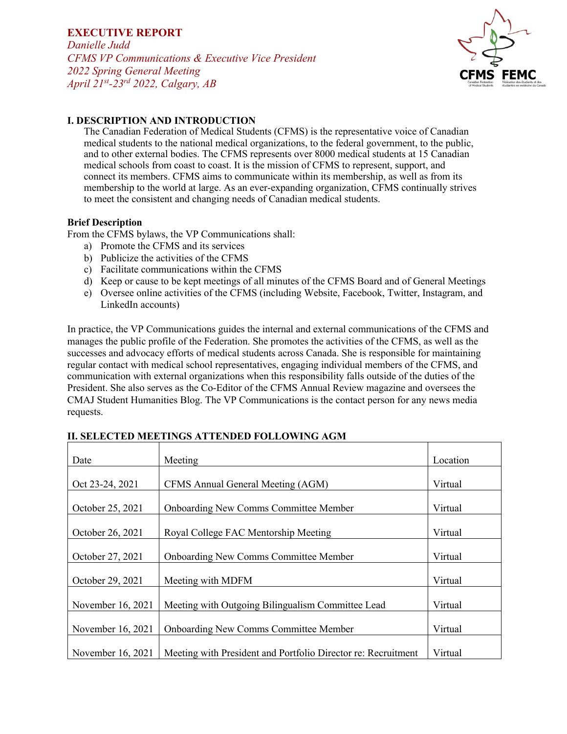# EXECUTIVE REPORT

*Danielle Judd*
*CFMS VP Communications & Executive Vice President*
*2022 Spring General Meeting*
*April 21st-23rd 2022, Calgary, AB*

## I. DESCRIPTION AND INTRODUCTION

The Canadian Federation of Medical Students (CFMS) is the representative voice of Canadian medical students to the national medical organizations, to the federal government, to the public, and to other external bodies. The CFMS represents over 8000 medical students at 15 Canadian medical schools from coast to coast. It is the mission of CFMS to represent, support, and connect its members. CFMS aims to communicate within its membership, as well as from its membership to the world at large. As an ever-expanding organization, CFMS continually strives to meet the consistent and changing needs of Canadian medical students.

**Brief Description**

From the CFMS bylaws, the VP Communications shall:

a) Promote the CFMS and its services
b) Publicize the activities of the CFMS
c) Facilitate communications within the CFMS
d) Keep or cause to be kept meetings of all minutes of the CFMS Board and of General Meetings
e) Oversee online activities of the CFMS (including Website, Facebook, Twitter, Instagram, and LinkedIn accounts)

In practice, the VP Communications guides the internal and external communications of the CFMS and manages the public profile of the Federation. She promotes the activities of the CFMS, as well as the successes and advocacy efforts of medical students across Canada. She is responsible for maintaining regular contact with medical school representatives, engaging individual members of the CFMS, and communication with external organizations when this responsibility falls outside of the duties of the President. She also serves as the Co-Editor of the CFMS Annual Review magazine and oversees the CMAJ Student Humanities Blog. The VP Communications is the contact person for any news media requests.

## II. SELECTED MEETINGS ATTENDED FOLLOWING AGM

| Date | Meeting | Location |
|---|---|---|
| Oct 23-24, 2021 | CFMS Annual General Meeting (AGM) | Virtual |
| October 25, 2021 | Onboarding New Comms Committee Member | Virtual |
| October 26, 2021 | Royal College FAC Mentorship Meeting | Virtual |
| October 27, 2021 | Onboarding New Comms Committee Member | Virtual |
| October 29, 2021 | Meeting with MDFM | Virtual |
| November 16, 2021 | Meeting with Outgoing Bilingualism Committee Lead | Virtual |
| November 16, 2021 | Onboarding New Comms Committee Member | Virtual |
| November 16, 2021 | Meeting with President and Portfolio Director re: Recruitment | Virtual |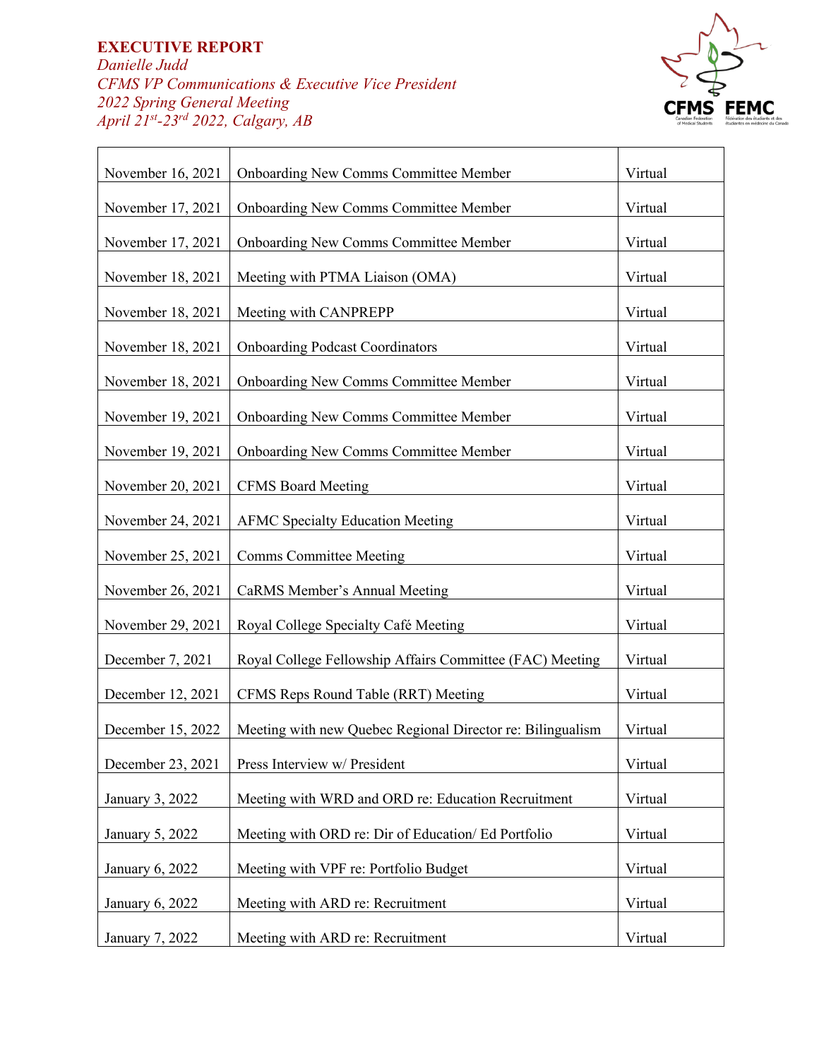| November 16, 2021 | Onboarding New Comms Committee Member | Virtual |
|---|---|---|
| November 17, 2021 | Onboarding New Comms Committee Member | Virtual |
| November 17, 2021 | Onboarding New Comms Committee Member | Virtual |
| November 18, 2021 | Meeting with PTMA Liaison (OMA) | Virtual |
| November 18, 2021 | Meeting with CANPREPP | Virtual |
| November 18, 2021 | Onboarding Podcast Coordinators | Virtual |
| November 18, 2021 | Onboarding New Comms Committee Member | Virtual |
| November 19, 2021 | Onboarding New Comms Committee Member | Virtual |
| November 19, 2021 | Onboarding New Comms Committee Member | Virtual |
| November 20, 2021 | CFMS Board Meeting | Virtual |
| November 24, 2021 | AFMC Specialty Education Meeting | Virtual |
| November 25, 2021 | Comms Committee Meeting | Virtual |
| November 26, 2021 | CaRMS Member's Annual Meeting | Virtual |
| November 29, 2021 | Royal College Specialty Café Meeting | Virtual |
| December 7, 2021 | Royal College Fellowship Affairs Committee (FAC) Meeting | Virtual |
| December 12, 2021 | CFMS Reps Round Table (RRT) Meeting | Virtual |
| December 15, 2022 | Meeting with new Quebec Regional Director re: Bilingualism | Virtual |
| December 23, 2021 | Press Interview w/ President | Virtual |
| January 3, 2022 | Meeting with WRD and ORD re: Education Recruitment | Virtual |
| January 5, 2022 | Meeting with ORD re: Dir of Education/ Ed Portfolio | Virtual |
| January 6, 2022 | Meeting with VPF re: Portfolio Budget | Virtual |
| January 6, 2022 | Meeting with ARD re: Recruitment | Virtual |
| January 7, 2022 | Meeting with ARD re: Recruitment | Virtual |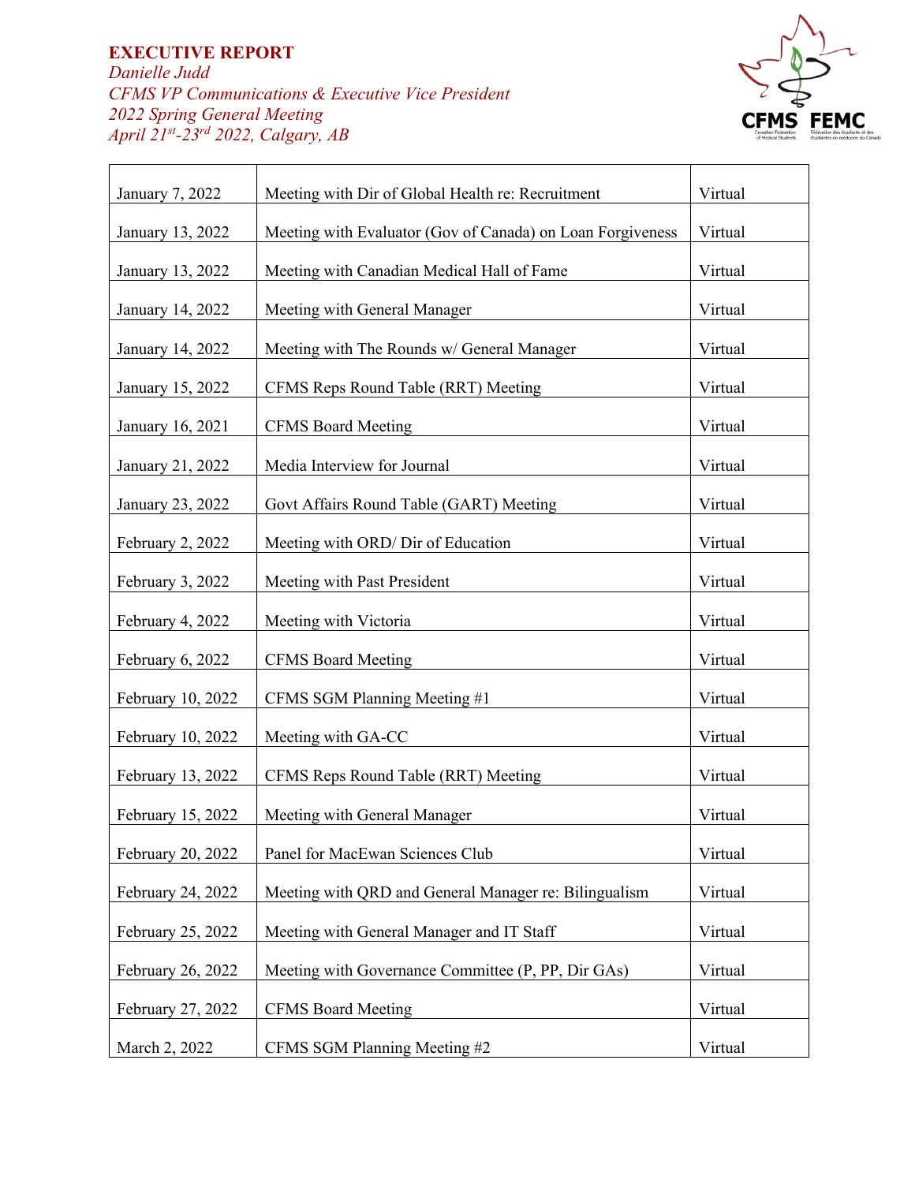**EXECUTIVE REPORT**

*Danielle Judd*

*CFMS VP Communications & Executive Vice President*

*2022 Spring General Meeting*

*April 21st-23rd 2022, Calgary, AB*

| | | |
|---|---|---|
| January 7, 2022 | Meeting with Dir of Global Health re: Recruitment | Virtual |
| January 13, 2022 | Meeting with Evaluator (Gov of Canada) on Loan Forgiveness | Virtual |
| January 13, 2022 | Meeting with Canadian Medical Hall of Fame | Virtual |
| January 14, 2022 | Meeting with General Manager | Virtual |
| January 14, 2022 | Meeting with The Rounds w/ General Manager | Virtual |
| January 15, 2022 | CFMS Reps Round Table (RRT) Meeting | Virtual |
| January 16, 2021 | CFMS Board Meeting | Virtual |
| January 21, 2022 | Media Interview for Journal | Virtual |
| January 23, 2022 | Govt Affairs Round Table (GART) Meeting | Virtual |
| February 2, 2022 | Meeting with ORD/ Dir of Education | Virtual |
| February 3, 2022 | Meeting with Past President | Virtual |
| February 4, 2022 | Meeting with Victoria | Virtual |
| February 6, 2022 | CFMS Board Meeting | Virtual |
| February 10, 2022 | CFMS SGM Planning Meeting #1 | Virtual |
| February 10, 2022 | Meeting with GA-CC | Virtual |
| February 13, 2022 | CFMS Reps Round Table (RRT) Meeting | Virtual |
| February 15, 2022 | Meeting with General Manager | Virtual |
| February 20, 2022 | Panel for MacEwan Sciences Club | Virtual |
| February 24, 2022 | Meeting with QRD and General Manager re: Bilingualism | Virtual |
| February 25, 2022 | Meeting with General Manager and IT Staff | Virtual |
| February 26, 2022 | Meeting with Governance Committee (P, PP, Dir GAs) | Virtual |
| February 27, 2022 | CFMS Board Meeting | Virtual |
| March 2, 2022 | CFMS SGM Planning Meeting #2 | Virtual |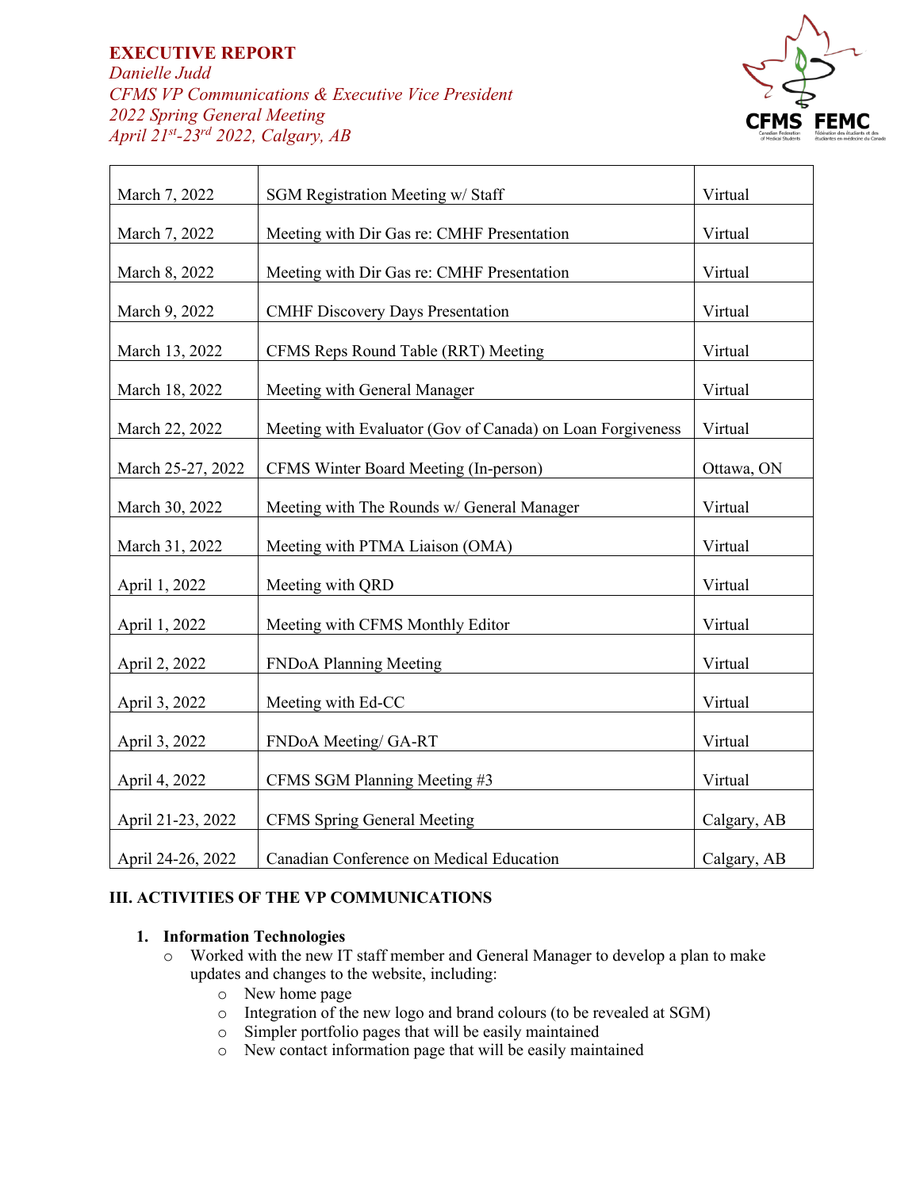| | | |
|---|---|---|
| March 7, 2022 | SGM Registration Meeting w/ Staff | Virtual |
| March 7, 2022 | Meeting with Dir Gas re: CMHF Presentation | Virtual |
| March 8, 2022 | Meeting with Dir Gas re: CMHF Presentation | Virtual |
| March 9, 2022 | CMHF Discovery Days Presentation | Virtual |
| March 13, 2022 | CFMS Reps Round Table (RRT) Meeting | Virtual |
| March 18, 2022 | Meeting with General Manager | Virtual |
| March 22, 2022 | Meeting with Evaluator (Gov of Canada) on Loan Forgiveness | Virtual |
| March 25-27, 2022 | CFMS Winter Board Meeting (In-person) | Ottawa, ON |
| March 30, 2022 | Meeting with The Rounds w/ General Manager | Virtual |
| March 31, 2022 | Meeting with PTMA Liaison (OMA) | Virtual |
| April 1, 2022 | Meeting with QRD | Virtual |
| April 1, 2022 | Meeting with CFMS Monthly Editor | Virtual |
| April 2, 2022 | FNDoA Planning Meeting | Virtual |
| April 3, 2022 | Meeting with Ed-CC | Virtual |
| April 3, 2022 | FNDoA Meeting/ GA-RT | Virtual |
| April 4, 2022 | CFMS SGM Planning Meeting #3 | Virtual |
| April 21-23, 2022 | CFMS Spring General Meeting | Calgary, AB |
| April 24-26, 2022 | Canadian Conference on Medical Education | Calgary, AB |

## III. ACTIVITIES OF THE VP COMMUNICATIONS

1. **Information Technologies**
   - Worked with the new IT staff member and General Manager to develop a plan to make updates and changes to the website, including:
     - New home page
     - Integration of the new logo and brand colours (to be revealed at SGM)
     - Simpler portfolio pages that will be easily maintained
     - New contact information page that will be easily maintained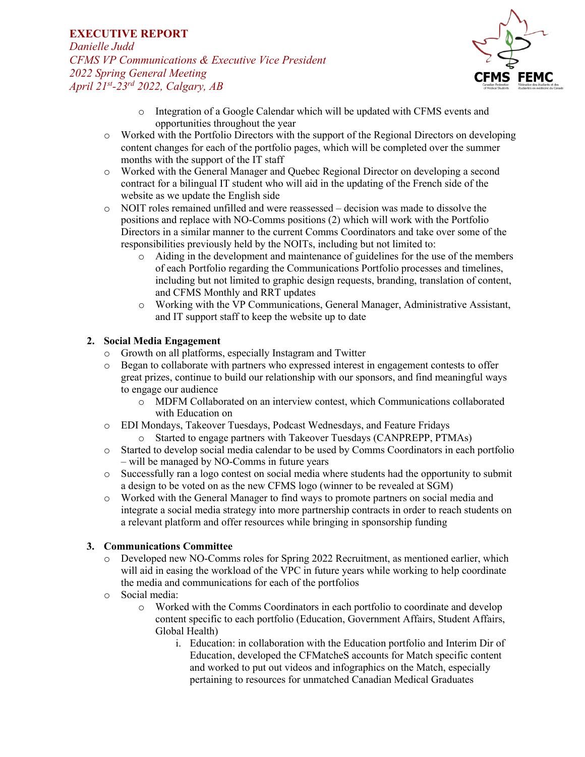- Integration of a Google Calendar which will be updated with CFMS events and opportunities throughout the year
  - Worked with the Portfolio Directors with the support of the Regional Directors on developing content changes for each of the portfolio pages, which will be completed over the summer months with the support of the IT staff
  - Worked with the General Manager and Quebec Regional Director on developing a second contract for a bilingual IT student who will aid in the updating of the French side of the website as we update the English side
  - NOIT roles remained unfilled and were reassessed – decision was made to dissolve the positions and replace with NO-Comms positions (2) which will work with the Portfolio Directors in a similar manner to the current Comms Coordinators and take over some of the responsibilities previously held by the NOITs, including but not limited to:
    - Aiding in the development and maintenance of guidelines for the use of the members of each Portfolio regarding the Communications Portfolio processes and timelines, including but not limited to graphic design requests, branding, translation of content, and CFMS Monthly and RRT updates
    - Working with the VP Communications, General Manager, Administrative Assistant, and IT support staff to keep the website up to date

2. **Social Media Engagement**
   - Growth on all platforms, especially Instagram and Twitter
   - Began to collaborate with partners who expressed interest in engagement contests to offer great prizes, continue to build our relationship with our sponsors, and find meaningful ways to engage our audience
     - MDFM Collaborated on an interview contest, which Communications collaborated with Education on
   - EDI Mondays, Takeover Tuesdays, Podcast Wednesdays, and Feature Fridays
     - Started to engage partners with Takeover Tuesdays (CANPREPP, PTMAs)
   - Started to develop social media calendar to be used by Comms Coordinators in each portfolio – will be managed by NO-Comms in future years
   - Successfully ran a logo contest on social media where students had the opportunity to submit a design to be voted on as the new CFMS logo (winner to be revealed at SGM)
   - Worked with the General Manager to find ways to promote partners on social media and integrate a social media strategy into more partnership contracts in order to reach students on a relevant platform and offer resources while bringing in sponsorship funding

3. **Communications Committee**
   - Developed new NO-Comms roles for Spring 2022 Recruitment, as mentioned earlier, which will aid in easing the workload of the VPC in future years while working to help coordinate the media and communications for each of the portfolios
   - Social media:
     - Worked with the Comms Coordinators in each portfolio to coordinate and develop content specific to each portfolio (Education, Government Affairs, Student Affairs, Global Health)
       1. Education: in collaboration with the Education portfolio and Interim Dir of Education, developed the CFMatcheS accounts for Match specific content and worked to put out videos and infographics on the Match, especially pertaining to resources for unmatched Canadian Medical Graduates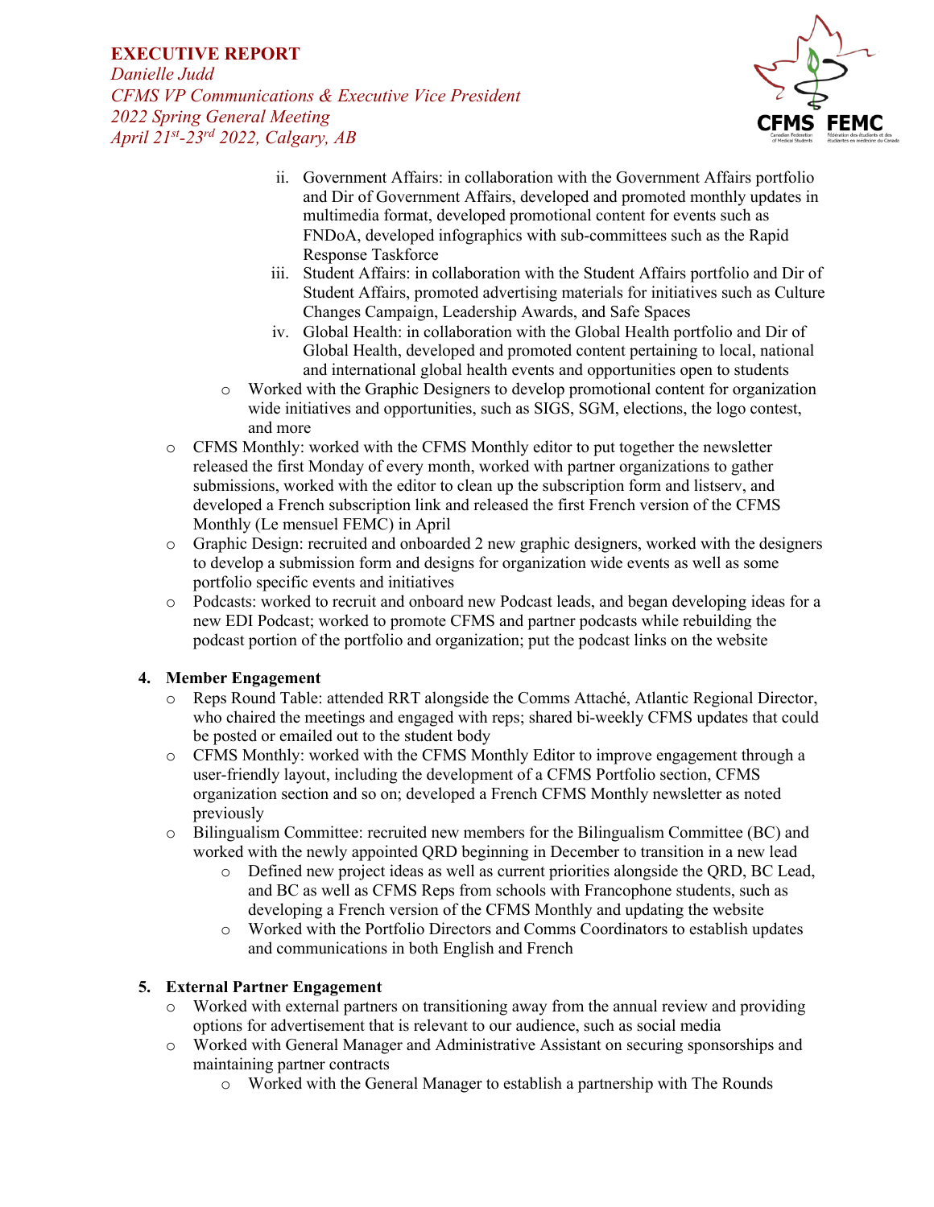ii. Government Affairs: in collaboration with the Government Affairs portfolio and Dir of Government Affairs, developed and promoted monthly updates in multimedia format, developed promotional content for events such as FNDoA, developed infographics with sub-committees such as the Rapid Response Taskforce

iii. Student Affairs: in collaboration with the Student Affairs portfolio and Dir of Student Affairs, promoted advertising materials for initiatives such as Culture Changes Campaign, Leadership Awards, and Safe Spaces

iv. Global Health: in collaboration with the Global Health portfolio and Dir of Global Health, developed and promoted content pertaining to local, national and international global health events and opportunities open to students

- Worked with the Graphic Designers to develop promotional content for organization wide initiatives and opportunities, such as SIGS, SGM, elections, the logo contest, and more

- CFMS Monthly: worked with the CFMS Monthly editor to put together the newsletter released the first Monday of every month, worked with partner organizations to gather submissions, worked with the editor to clean up the subscription form and listserv, and developed a French subscription link and released the first French version of the CFMS Monthly (Le mensuel FEMC) in April
- Graphic Design: recruited and onboarded 2 new graphic designers, worked with the designers to develop a submission form and designs for organization wide events as well as some portfolio specific events and initiatives
- Podcasts: worked to recruit and onboard new Podcast leads, and began developing ideas for a new EDI Podcast; worked to promote CFMS and partner podcasts while rebuilding the podcast portion of the portfolio and organization; put the podcast links on the website

**4. Member Engagement**

- Reps Round Table: attended RRT alongside the Comms Attaché, Atlantic Regional Director, who chaired the meetings and engaged with reps; shared bi-weekly CFMS updates that could be posted or emailed out to the student body
- CFMS Monthly: worked with the CFMS Monthly Editor to improve engagement through a user-friendly layout, including the development of a CFMS Portfolio section, CFMS organization section and so on; developed a French CFMS Monthly newsletter as noted previously
- Bilingualism Committee: recruited new members for the Bilingualism Committee (BC) and worked with the newly appointed QRD beginning in December to transition in a new lead
  - Defined new project ideas as well as current priorities alongside the QRD, BC Lead, and BC as well as CFMS Reps from schools with Francophone students, such as developing a French version of the CFMS Monthly and updating the website
  - Worked with the Portfolio Directors and Comms Coordinators to establish updates and communications in both English and French

**5. External Partner Engagement**

- Worked with external partners on transitioning away from the annual review and providing options for advertisement that is relevant to our audience, such as social media
- Worked with General Manager and Administrative Assistant on securing sponsorships and maintaining partner contracts
  - Worked with the General Manager to establish a partnership with The Rounds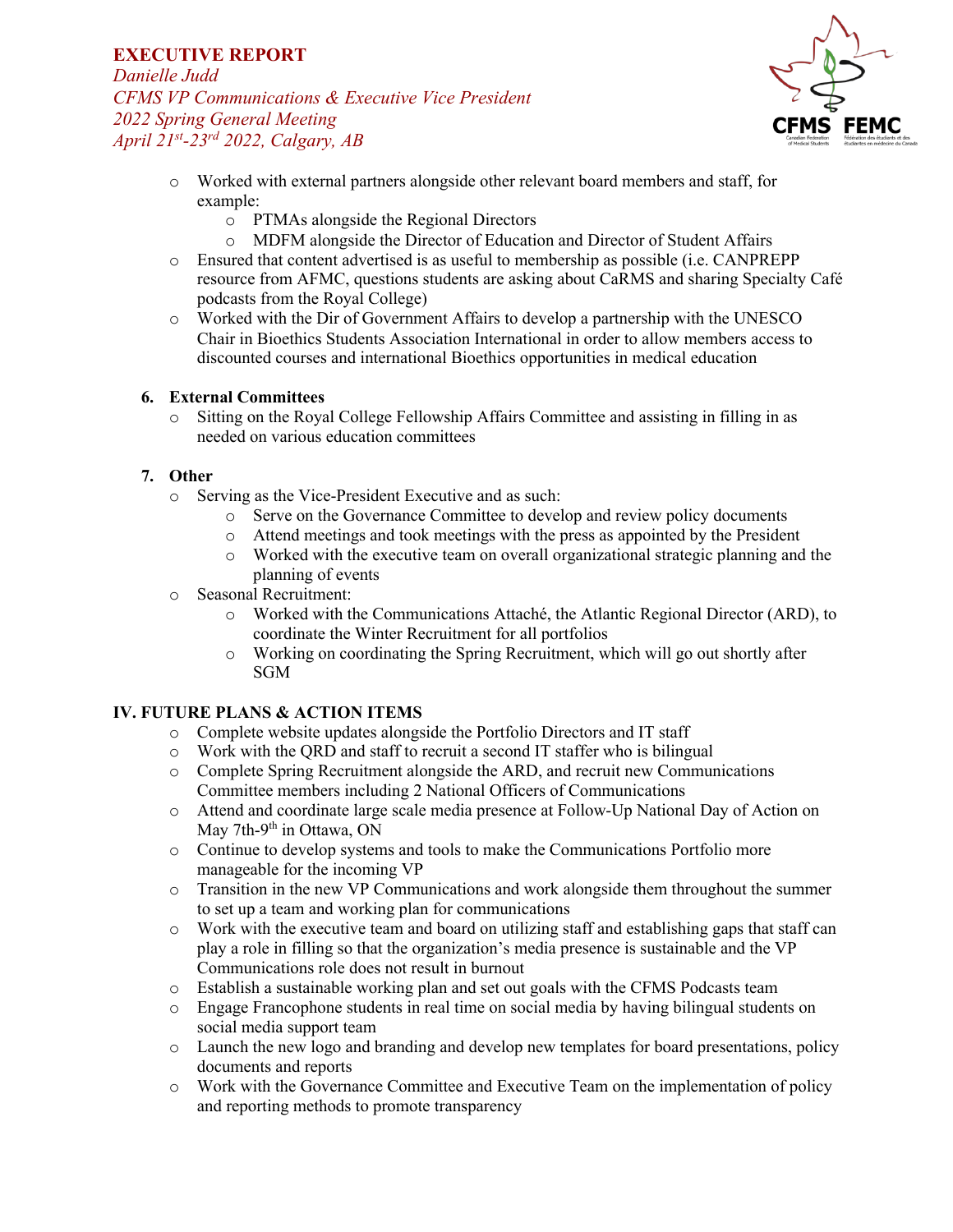- Worked with external partners alongside other relevant board members and staff, for example:
  - PTMAs alongside the Regional Directors
  - MDFM alongside the Director of Education and Director of Student Affairs
- Ensured that content advertised is as useful to membership as possible (i.e. CANPREPP resource from AFMC, questions students are asking about CaRMS and sharing Specialty Café podcasts from the Royal College)
- Worked with the Dir of Government Affairs to develop a partnership with the UNESCO Chair in Bioethics Students Association International in order to allow members access to discounted courses and international Bioethics opportunities in medical education

**6. External Committees**

- Sitting on the Royal College Fellowship Affairs Committee and assisting in filling in as needed on various education committees

**7. Other**

- Serving as the Vice-President Executive and as such:
  - Serve on the Governance Committee to develop and review policy documents
  - Attend meetings and took meetings with the press as appointed by the President
  - Worked with the executive team on overall organizational strategic planning and the planning of events
- Seasonal Recruitment:
  - Worked with the Communications Attaché, the Atlantic Regional Director (ARD), to coordinate the Winter Recruitment for all portfolios
  - Working on coordinating the Spring Recruitment, which will go out shortly after SGM

## IV. FUTURE PLANS & ACTION ITEMS

- Complete website updates alongside the Portfolio Directors and IT staff
- Work with the QRD and staff to recruit a second IT staffer who is bilingual
- Complete Spring Recruitment alongside the ARD, and recruit new Communications Committee members including 2 National Officers of Communications
- Attend and coordinate large scale media presence at Follow-Up National Day of Action on May 7th-9th in Ottawa, ON
- Continue to develop systems and tools to make the Communications Portfolio more manageable for the incoming VP
- Transition in the new VP Communications and work alongside them throughout the summer to set up a team and working plan for communications
- Work with the executive team and board on utilizing staff and establishing gaps that staff can play a role in filling so that the organization's media presence is sustainable and the VP Communications role does not result in burnout
- Establish a sustainable working plan and set out goals with the CFMS Podcasts team
- Engage Francophone students in real time on social media by having bilingual students on social media support team
- Launch the new logo and branding and develop new templates for board presentations, policy documents and reports
- Work with the Governance Committee and Executive Team on the implementation of policy and reporting methods to promote transparency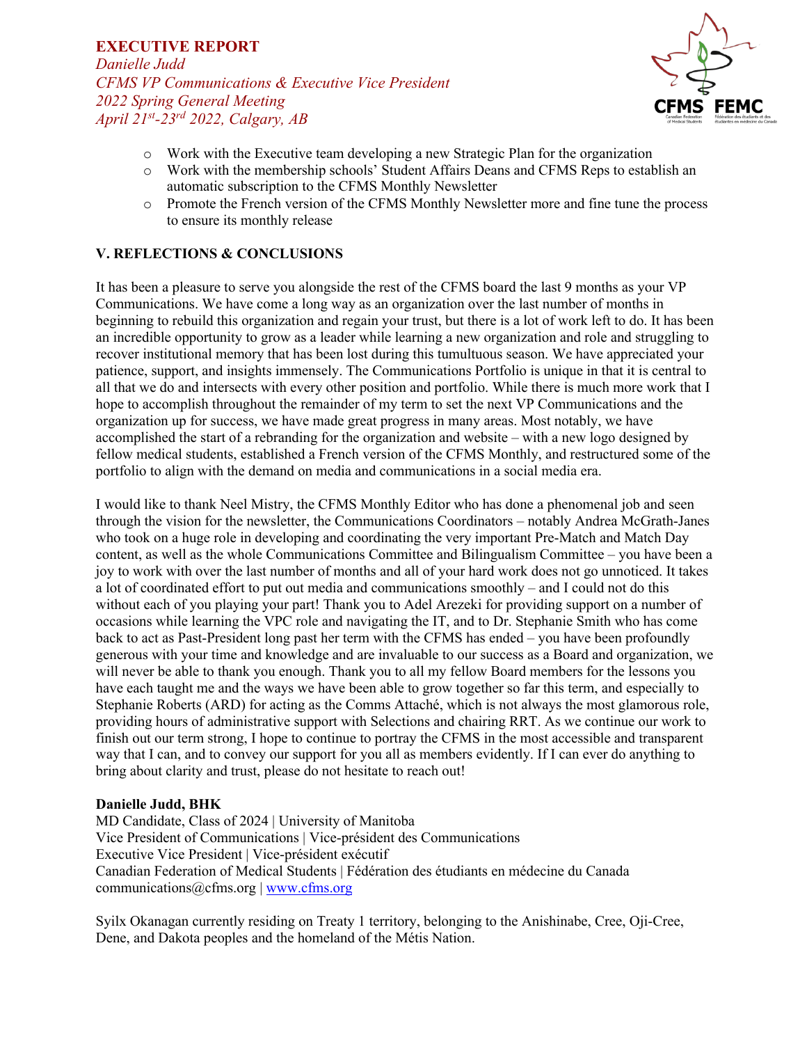- Work with the Executive team developing a new Strategic Plan for the organization
- Work with the membership schools' Student Affairs Deans and CFMS Reps to establish an automatic subscription to the CFMS Monthly Newsletter
- Promote the French version of the CFMS Monthly Newsletter more and fine tune the process to ensure its monthly release

## V. REFLECTIONS & CONCLUSIONS

It has been a pleasure to serve you alongside the rest of the CFMS board the last 9 months as your VP Communications. We have come a long way as an organization over the last number of months in beginning to rebuild this organization and regain your trust, but there is a lot of work left to do. It has been an incredible opportunity to grow as a leader while learning a new organization and role and struggling to recover institutional memory that has been lost during this tumultuous season. We have appreciated your patience, support, and insights immensely. The Communications Portfolio is unique in that it is central to all that we do and intersects with every other position and portfolio. While there is much more work that I hope to accomplish throughout the remainder of my term to set the next VP Communications and the organization up for success, we have made great progress in many areas. Most notably, we have accomplished the start of a rebranding for the organization and website – with a new logo designed by fellow medical students, established a French version of the CFMS Monthly, and restructured some of the portfolio to align with the demand on media and communications in a social media era.

I would like to thank Neel Mistry, the CFMS Monthly Editor who has done a phenomenal job and seen through the vision for the newsletter, the Communications Coordinators – notably Andrea McGrath-Janes who took on a huge role in developing and coordinating the very important Pre-Match and Match Day content, as well as the whole Communications Committee and Bilingualism Committee – you have been a joy to work with over the last number of months and all of your hard work does not go unnoticed. It takes a lot of coordinated effort to put out media and communications smoothly – and I could not do this without each of you playing your part! Thank you to Adel Arezeki for providing support on a number of occasions while learning the VPC role and navigating the IT, and to Dr. Stephanie Smith who has come back to act as Past-President long past her term with the CFMS has ended – you have been profoundly generous with your time and knowledge and are invaluable to our success as a Board and organization, we will never be able to thank you enough. Thank you to all my fellow Board members for the lessons you have each taught me and the ways we have been able to grow together so far this term, and especially to Stephanie Roberts (ARD) for acting as the Comms Attaché, which is not always the most glamorous role, providing hours of administrative support with Selections and chairing RRT. As we continue our work to finish out our term strong, I hope to continue to portray the CFMS in the most accessible and transparent way that I can, and to convey our support for you all as members evidently. If I can ever do anything to bring about clarity and trust, please do not hesitate to reach out!

**Danielle Judd, BHK**
MD Candidate, Class of 2024 | University of Manitoba
Vice President of Communications | Vice-président des Communications
Executive Vice President | Vice-président exécutif
Canadian Federation of Medical Students | Fédération des étudiants en médecine du Canada
communications@cfms.org | www.cfms.org

Syilx Okanagan currently residing on Treaty 1 territory, belonging to the Anishinabe, Cree, Oji-Cree, Dene, and Dakota peoples and the homeland of the Métis Nation.